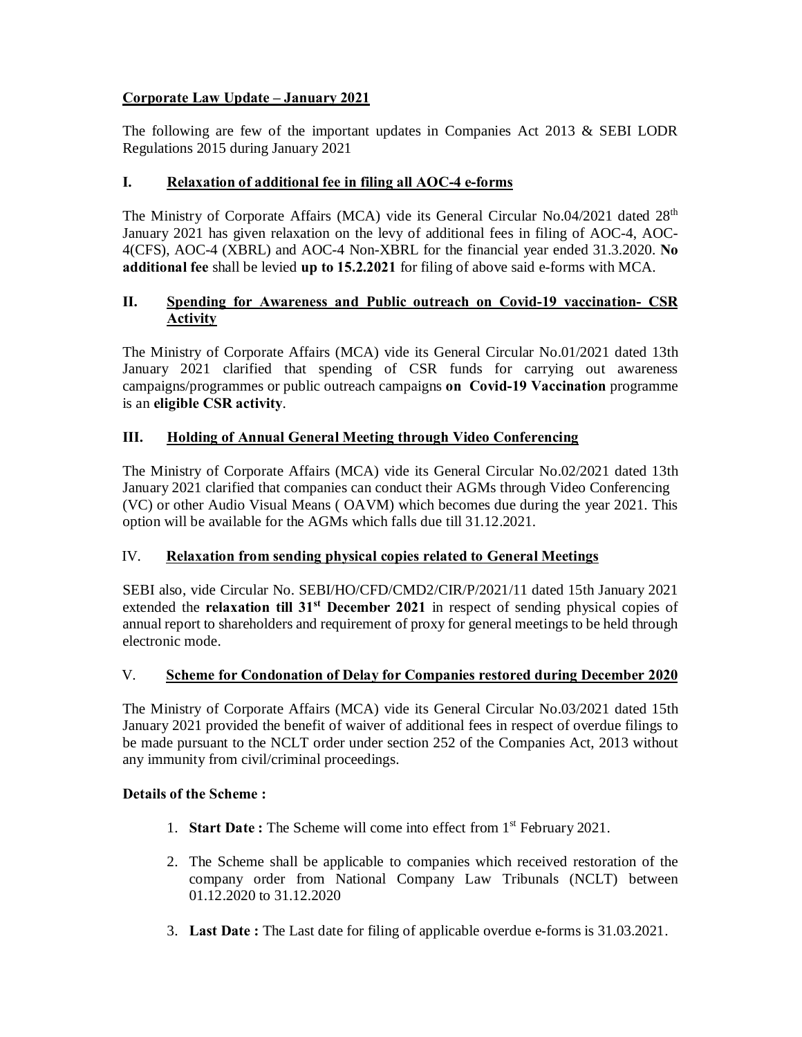## Corporate Law Update – January 2021

The following are few of the important updates in Companies Act 2013 & SEBI LODR Regulations 2015 during January 2021

### I. Relaxation of additional fee in filing all AOC-4 e-forms

The Ministry of Corporate Affairs (MCA) vide its General Circular No.04/2021 dated 28th January 2021 has given relaxation on the levy of additional fees in filing of AOC-4, AOC-4(CFS), AOC-4 (XBRL) and AOC-4 Non-XBRL for the financial year ended 31.3.2020. **No additional fee** shall be levied **up to 15.2.2021** for filing of above said e-forms with MCA.

### II. Spending for Awareness and Public outreach on Covid-19 vaccination- CSR Activity

The Ministry of Corporate Affairs (MCA) vide its General Circular No.01/2021 dated 13th January 2021 clarified that spending of CSR funds for carrying out awareness campaigns/programmes or public outreach campaigns **on Covid-19 Vaccination** programme is an **eligible CSR activity**.

### III. Holding of Annual General Meeting through Video Conferencing

The Ministry of Corporate Affairs (MCA) vide its General Circular No.02/2021 dated 13th January 2021 clarified that companies can conduct their AGMs through Video Conferencing (VC) or other Audio Visual Means ( OAVM) which becomes due during the year 2021. This option will be available for the AGMs which falls due till 31.12.2021.

### IV. Relaxation from sending physical copies related to General Meetings

SEBI also, vide Circular No. SEBI/HO/CFD/CMD2/CIR/P/2021/11 dated 15th January 2021 extended the **relaxation till 31st December 2021** in respect of sending physical copies of annual report to shareholders and requirement of proxy for general meetings to be held through electronic mode.

### V. Scheme for Condonation of Delay for Companies restored during December 2020

The Ministry of Corporate Affairs (MCA) vide its General Circular No.03/2021 dated 15th January 2021 provided the benefit of waiver of additional fees in respect of overdue filings to be made pursuant to the NCLT order under section 252 of the Companies Act, 2013 without any immunity from civil/criminal proceedings.

**Details of the Scheme :**

1. **Start Date :** The Scheme will come into effect from 1st February 2021.
2. The Scheme shall be applicable to companies which received restoration of the company order from National Company Law Tribunals (NCLT) between 01.12.2020 to 31.12.2020
3. **Last Date :** The Last date for filing of applicable overdue e-forms is 31.03.2021.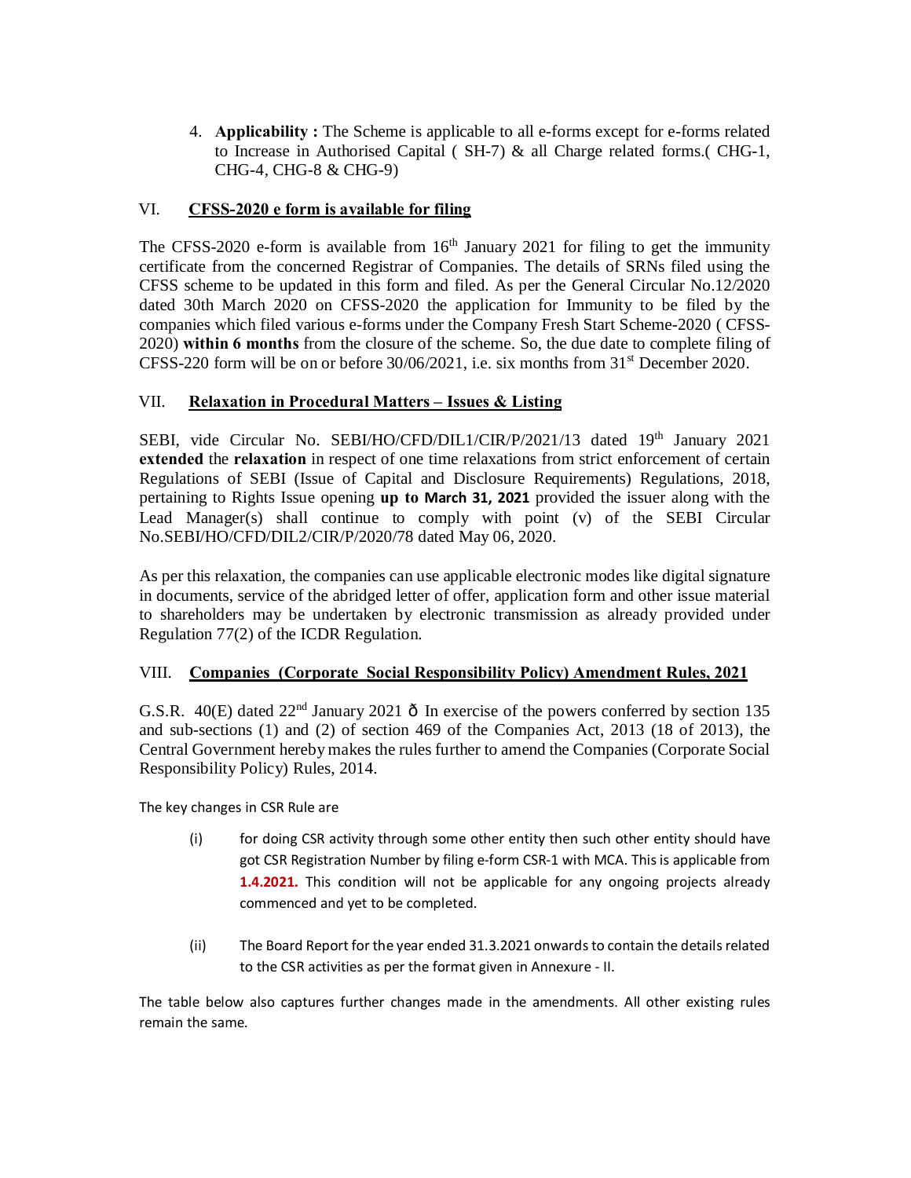4. **Applicability :** The Scheme is applicable to all e-forms except for e-forms related to Increase in Authorised Capital ( SH-7) & all Charge related forms.( CHG-1, CHG-4, CHG-8 & CHG-9)

## VI. CFSS-2020 e form is available for filing

The CFSS-2020 e-form is available from 16th January 2021 for filing to get the immunity certificate from the concerned Registrar of Companies. The details of SRNs filed using the CFSS scheme to be updated in this form and filed. As per the General Circular No.12/2020 dated 30th March 2020 on CFSS-2020 the application for Immunity to be filed by the companies which filed various e-forms under the Company Fresh Start Scheme-2020 ( CFSS-2020) **within 6 months** from the closure of the scheme. So, the due date to complete filing of CFSS-220 form will be on or before 30/06/2021, i.e. six months from 31st December 2020.

## VII. Relaxation in Procedural Matters – Issues & Listing

SEBI, vide Circular No. SEBI/HO/CFD/DIL1/CIR/P/2021/13 dated 19th January 2021 **extended** the **relaxation** in respect of one time relaxations from strict enforcement of certain Regulations of SEBI (Issue of Capital and Disclosure Requirements) Regulations, 2018, pertaining to Rights Issue opening **up to March 31, 2021** provided the issuer along with the Lead Manager(s) shall continue to comply with point (v) of the SEBI Circular No.SEBI/HO/CFD/DIL2/CIR/P/2020/78 dated May 06, 2020.

As per this relaxation, the companies can use applicable electronic modes like digital signature in documents, service of the abridged letter of offer, application form and other issue material to shareholders may be undertaken by electronic transmission as already provided under Regulation 77(2) of the ICDR Regulation.

## VIII. Companies (Corporate Social Responsibility Policy) Amendment Rules, 2021

G.S.R. 40(E) dated 22nd January 2021 ð In exercise of the powers conferred by section 135 and sub-sections (1) and (2) of section 469 of the Companies Act, 2013 (18 of 2013), the Central Government hereby makes the rules further to amend the Companies (Corporate Social Responsibility Policy) Rules, 2014.

The key changes in CSR Rule are

(i) for doing CSR activity through some other entity then such other entity should have got CSR Registration Number by filing e-form CSR-1 with MCA. This is applicable from **1.4.2021.** This condition will not be applicable for any ongoing projects already commenced and yet to be completed.

(ii) The Board Report for the year ended 31.3.2021 onwards to contain the details related to the CSR activities as per the format given in Annexure - II.

The table below also captures further changes made in the amendments. All other existing rules remain the same.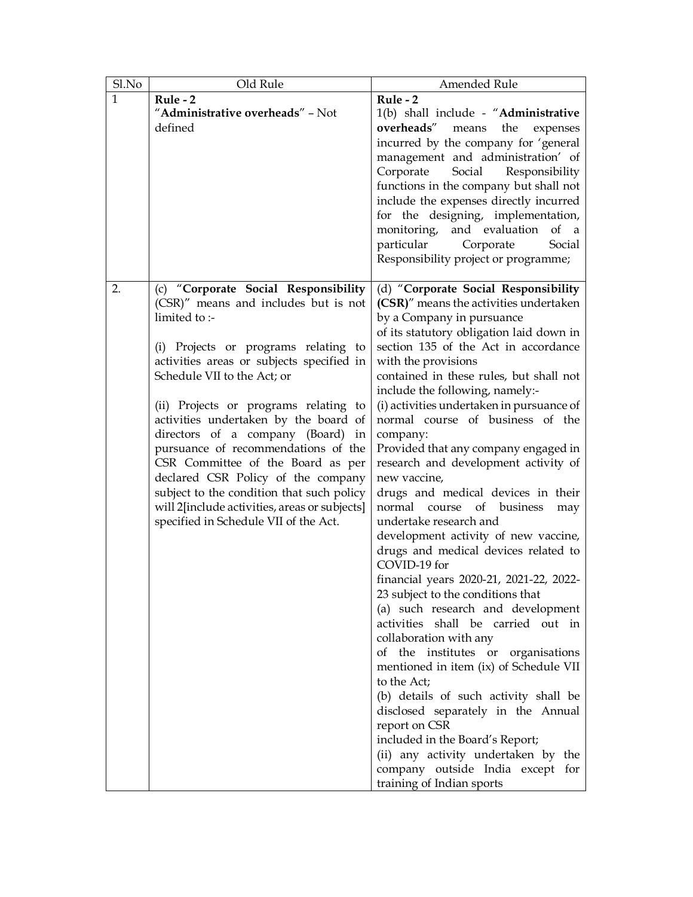| Sl.No | Old Rule | Amended Rule |
|---|---|---|
| 1 | **Rule - 2**<br>"**Administrative overheads**" – Not defined | **Rule - 2**<br>1(b) shall include - "**Administrative overheads**" means the expenses incurred by the company for 'general management and administration' of Corporate Social Responsibility functions in the company but shall not include the expenses directly incurred for the designing, implementation, monitoring, and evaluation of a particular Corporate Social Responsibility project or programme; |
| 2. | (c) "**Corporate Social Responsibility** (CSR)" means and includes but is not limited to :-<br><br>(i) Projects or programs relating to activities areas or subjects specified in Schedule VII to the Act; or<br><br>(ii) Projects or programs relating to activities undertaken by the board of directors of a company (Board) in pursuance of recommendations of the CSR Committee of the Board as per declared CSR Policy of the company subject to the condition that such policy will 2[include activities, areas or subjects] specified in Schedule VII of the Act. | (d) "**Corporate Social Responsibility (CSR)**" means the activities undertaken by a Company in pursuance of its statutory obligation laid down in section 135 of the Act in accordance with the provisions contained in these rules, but shall not include the following, namely:-<br>(i) activities undertaken in pursuance of normal course of business of the company:<br>Provided that any company engaged in research and development activity of new vaccine, drugs and medical devices in their normal course of business may undertake research and development activity of new vaccine, drugs and medical devices related to COVID-19 for financial years 2020-21, 2021-22, 2022-23 subject to the conditions that<br>(a) such research and development activities shall be carried out in collaboration with any of the institutes or organisations mentioned in item (ix) of Schedule VII to the Act;<br>(b) details of such activity shall be disclosed separately in the Annual report on CSR included in the Board's Report;<br>(ii) any activity undertaken by the company outside India except for training of Indian sports |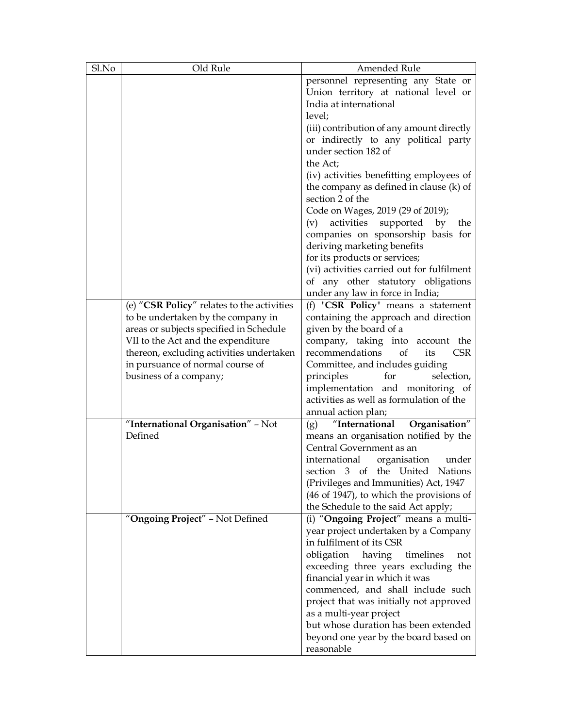| Sl.No | Old Rule | Amended Rule |
|---|---|---|
| | | personnel representing any State or Union territory at national level or India at international level;<br>(iii) contribution of any amount directly or indirectly to any political party under section 182 of the Act;<br>(iv) activities benefitting employees of the company as defined in clause (k) of section 2 of the Code on Wages, 2019 (29 of 2019);<br>(v) activities supported by the companies on sponsorship basis for deriving marketing benefits for its products or services;<br>(vi) activities carried out for fulfilment of any other statutory obligations under any law in force in India; |
| | (e) "**CSR Policy**" relates to the activities to be undertaken by the company in areas or subjects specified in Schedule VII to the Act and the expenditure thereon, excluding activities undertaken in pursuance of normal course of business of a company; | (f) "**CSR Policy**" means a statement containing the approach and direction given by the board of a company, taking into account the recommendations of its CSR Committee, and includes guiding principles for selection, implementation and monitoring of activities as well as formulation of the annual action plan; |
| | "**International Organisation**" – Not Defined | (g) "**International Organisation**" means an organisation notified by the Central Government as an international organisation under section 3 of the United Nations (Privileges and Immunities) Act, 1947 (46 of 1947), to which the provisions of the Schedule to the said Act apply; |
| | "**Ongoing Project**" – Not Defined | (i) "**Ongoing Project**" means a multi-year project undertaken by a Company in fulfilment of its CSR obligation having timelines not exceeding three years excluding the financial year in which it was commenced, and shall include such project that was initially not approved as a multi-year project but whose duration has been extended beyond one year by the board based on reasonable |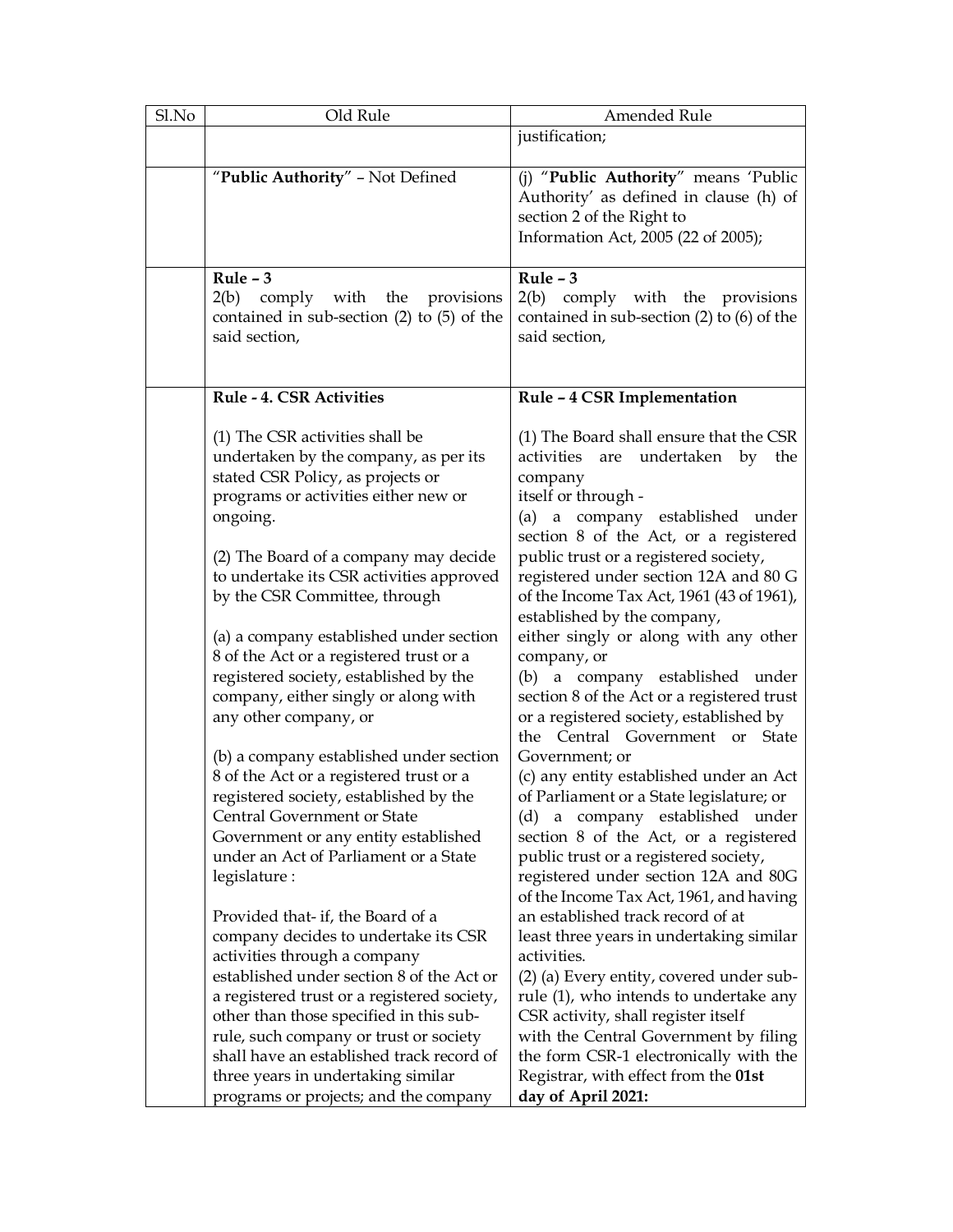| Sl.No | Old Rule | Amended Rule |
|---|---|---|
| | | justification; |
| | "**Public Authority**" – Not Defined | (j) "**Public Authority**" means 'Public Authority' as defined in clause (h) of section 2 of the Right to Information Act, 2005 (22 of 2005); |
| | **Rule – 3**<br>2(b) comply with the provisions contained in sub-section (2) to (5) of the said section, | **Rule – 3**<br>2(b) comply with the provisions contained in sub-section (2) to (6) of the said section, |
| | **Rule - 4. CSR Activities**<br><br>(1) The CSR activities shall be undertaken by the company, as per its stated CSR Policy, as projects or programs or activities either new or ongoing.<br><br>(2) The Board of a company may decide to undertake its CSR activities approved by the CSR Committee, through<br><br>(a) a company established under section 8 of the Act or a registered trust or a registered society, established by the company, either singly or along with any other company, or<br><br>(b) a company established under section 8 of the Act or a registered trust or a registered society, established by the Central Government or State Government or any entity established under an Act of Parliament or a State legislature :<br><br>Provided that- if, the Board of a company decides to undertake its CSR activities through a company established under section 8 of the Act or a registered trust or a registered society, other than those specified in this sub-rule, such company or trust or society shall have an established track record of three years in undertaking similar programs or projects; and the company | **Rule – 4 CSR Implementation**<br><br>(1) The Board shall ensure that the CSR activities are undertaken by the company itself or through -<br>(a) a company established under section 8 of the Act, or a registered public trust or a registered society, registered under section 12A and 80 G of the Income Tax Act, 1961 (43 of 1961), established by the company, either singly or along with any other company, or<br>(b) a company established under section 8 of the Act or a registered trust or a registered society, established by the Central Government or State Government; or<br>(c) any entity established under an Act of Parliament or a State legislature; or<br>(d) a company established under section 8 of the Act, or a registered public trust or a registered society, registered under section 12A and 80G of the Income Tax Act, 1961, and having an established track record of at least three years in undertaking similar activities.<br>(2) (a) Every entity, covered under sub-rule (1), who intends to undertake any CSR activity, shall register itself with the Central Government by filing the form CSR-1 electronically with the Registrar, with effect from the **01st day of April 2021:** |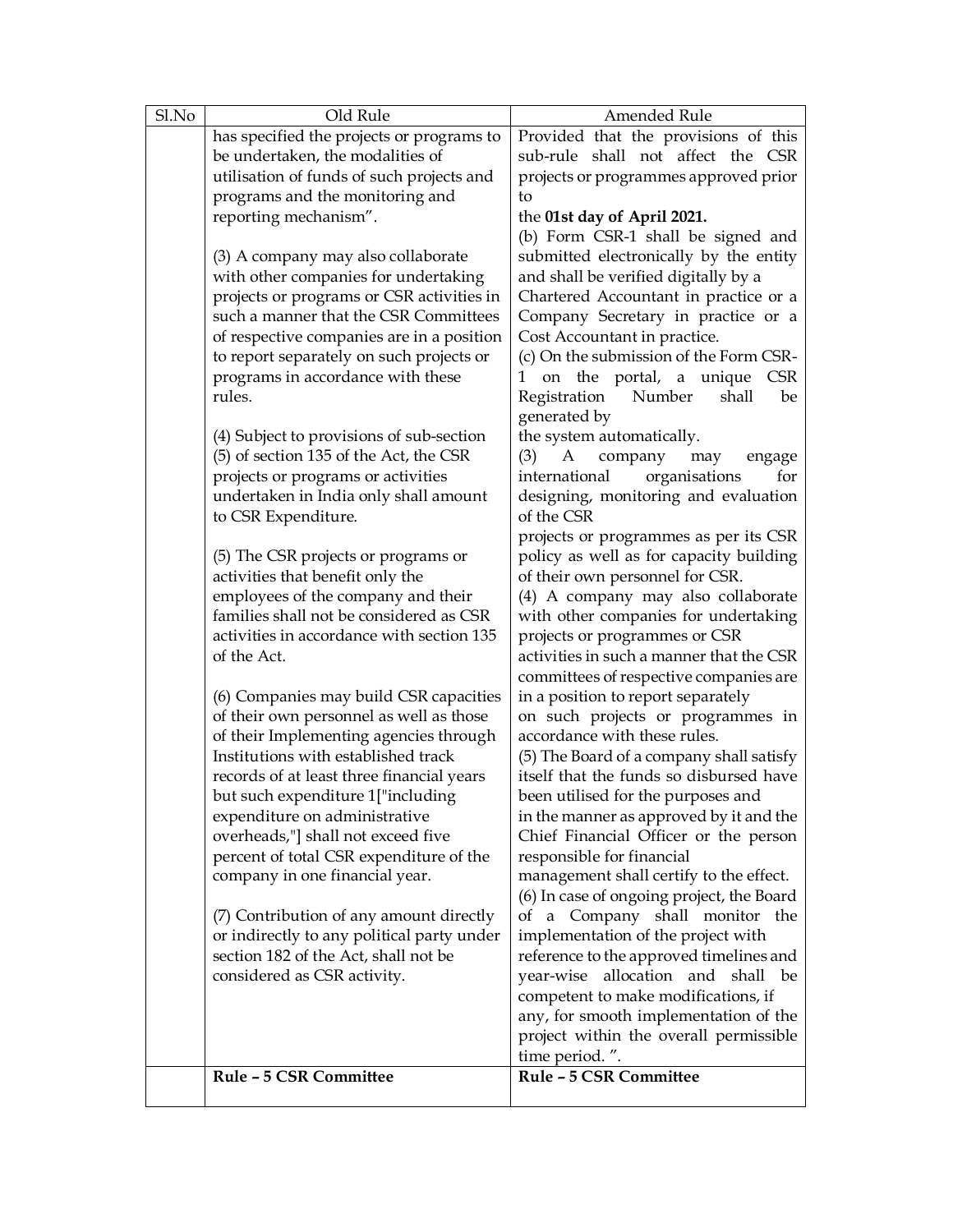| Sl.No | Old Rule | Amended Rule |
|---|---|---|
| | has specified the projects or programs to be undertaken, the modalities of utilisation of funds of such projects and programs and the monitoring and reporting mechanism".<br><br>(3) A company may also collaborate with other companies for undertaking projects or programs or CSR activities in such a manner that the CSR Committees of respective companies are in a position to report separately on such projects or programs in accordance with these rules.<br><br>(4) Subject to provisions of sub-section (5) of section 135 of the Act, the CSR projects or programs or activities undertaken in India only shall amount to CSR Expenditure.<br><br>(5) The CSR projects or programs or activities that benefit only the employees of the company and their families shall not be considered as CSR activities in accordance with section 135 of the Act.<br><br>(6) Companies may build CSR capacities of their own personnel as well as those of their Implementing agencies through Institutions with established track records of at least three financial years but such expenditure 1["including expenditure on administrative overheads,"] shall not exceed five percent of total CSR expenditure of the company in one financial year.<br><br>(7) Contribution of any amount directly or indirectly to any political party under section 182 of the Act, shall not be considered as CSR activity. | Provided that the provisions of this sub-rule shall not affect the CSR projects or programmes approved prior to the **01st day of April 2021.**<br>(b) Form CSR-1 shall be signed and submitted electronically by the entity and shall be verified digitally by a Chartered Accountant in practice or a Company Secretary in practice or a Cost Accountant in practice.<br>(c) On the submission of the Form CSR-1 on the portal, a unique CSR Registration Number shall be generated by the system automatically.<br>(3) A company may engage international organisations for designing, monitoring and evaluation of the CSR projects or programmes as per its CSR policy as well as for capacity building of their own personnel for CSR.<br>(4) A company may also collaborate with other companies for undertaking projects or programmes or CSR activities in such a manner that the CSR committees of respective companies are in a position to report separately on such projects or programmes in accordance with these rules.<br>(5) The Board of a company shall satisfy itself that the funds so disbursed have been utilised for the purposes and in the manner as approved by it and the Chief Financial Officer or the person responsible for financial management shall certify to the effect.<br>(6) In case of ongoing project, the Board of a Company shall monitor the implementation of the project with reference to the approved timelines and year-wise allocation and shall be competent to make modifications, if any, for smooth implementation of the project within the overall permissible time period. ". |
| | **Rule – 5 CSR Committee** | **Rule – 5 CSR Committee** |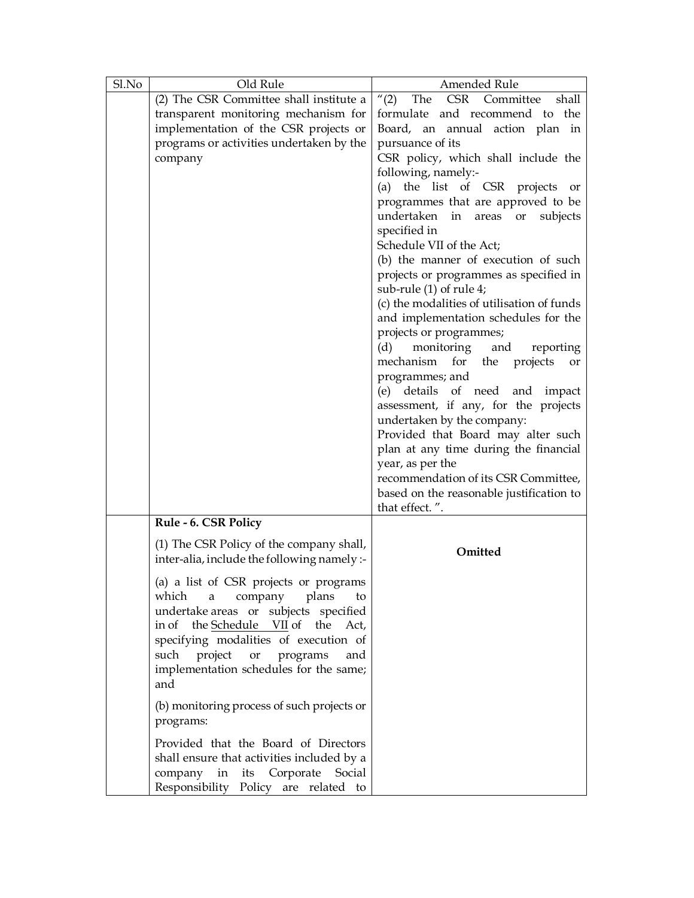| Sl.No | Old Rule | Amended Rule |
|---|---|---|
| | (2) The CSR Committee shall institute a transparent monitoring mechanism for implementation of the CSR projects or programs or activities undertaken by the company | "(2) The CSR Committee shall formulate and recommend to the Board, an annual action plan in pursuance of its CSR policy, which shall include the following, namely:- (a) the list of CSR projects or programmes that are approved to be undertaken in areas or subjects specified in Schedule VII of the Act; (b) the manner of execution of such projects or programmes as specified in sub-rule (1) of rule 4; (c) the modalities of utilisation of funds and implementation schedules for the projects or programmes; (d) monitoring and reporting mechanism for the projects or programmes; and (e) details of need and impact assessment, if any, for the projects undertaken by the company: Provided that Board may alter such plan at any time during the financial year, as per the recommendation of its CSR Committee, based on the reasonable justification to that effect. ". |
| | **Rule - 6. CSR Policy** (1) The CSR Policy of the company shall, inter-alia, include the following namely :- (a) a list of CSR projects or programs which a company plans to undertake areas or subjects specified in of the Schedule VII of the Act, specifying modalities of execution of such project or programs and implementation schedules for the same; and (b) monitoring process of such projects or programs: Provided that the Board of Directors shall ensure that activities included by a company in its Corporate Social Responsibility Policy are related to | **Omitted** |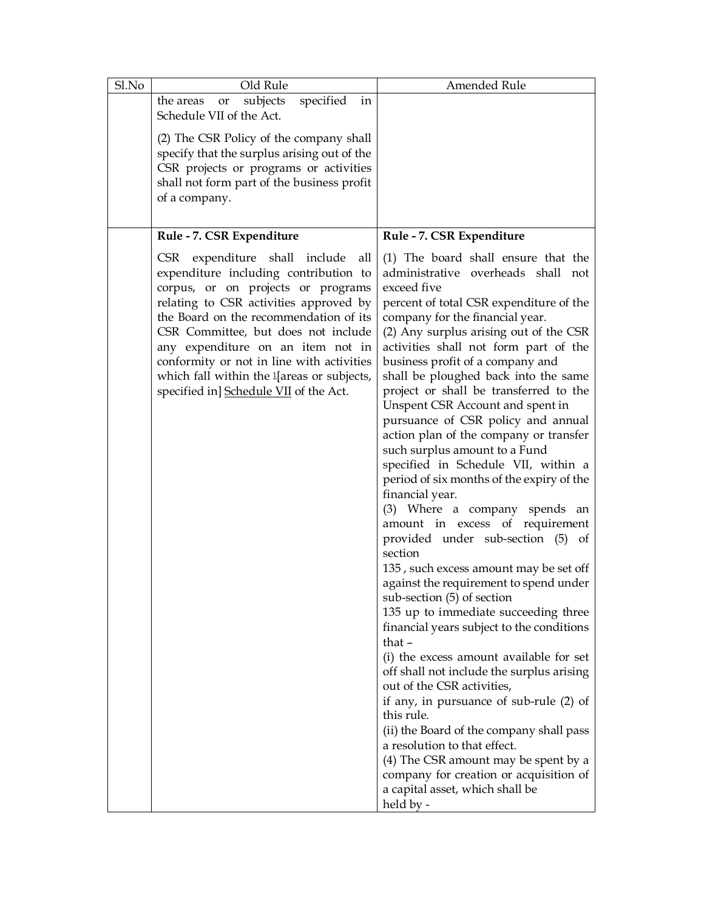| Sl.No | Old Rule | Amended Rule |
|---|---|---|
| | the areas or subjects specified in Schedule VII of the Act.<br><br>(2) The CSR Policy of the company shall specify that the surplus arising out of the CSR projects or programs or activities shall not form part of the business profit of a company. | |
| | **Rule - 7. CSR Expenditure**<br><br>CSR expenditure shall include all expenditure including contribution to corpus, or on projects or programs relating to CSR activities approved by the Board on the recommendation of its CSR Committee, but does not include any expenditure on an item not in conformity or not in line with activities which fall within the [1][areas or subjects, specified in] Schedule VII of the Act. | **Rule - 7. CSR Expenditure**<br><br>(1) The board shall ensure that the administrative overheads shall not exceed five percent of total CSR expenditure of the company for the financial year.<br>(2) Any surplus arising out of the CSR activities shall not form part of the business profit of a company and shall be ploughed back into the same project or shall be transferred to the Unspent CSR Account and spent in pursuance of CSR policy and annual action plan of the company or transfer such surplus amount to a Fund specified in Schedule VII, within a period of six months of the expiry of the financial year.<br>(3) Where a company spends an amount in excess of requirement provided under sub-section (5) of section 135 , such excess amount may be set off against the requirement to spend under sub-section (5) of section 135 up to immediate succeeding three financial years subject to the conditions that –<br>(i) the excess amount available for set off shall not include the surplus arising out of the CSR activities, if any, in pursuance of sub-rule (2) of this rule.<br>(ii) the Board of the company shall pass a resolution to that effect.<br>(4) The CSR amount may be spent by a company for creation or acquisition of a capital asset, which shall be held by - |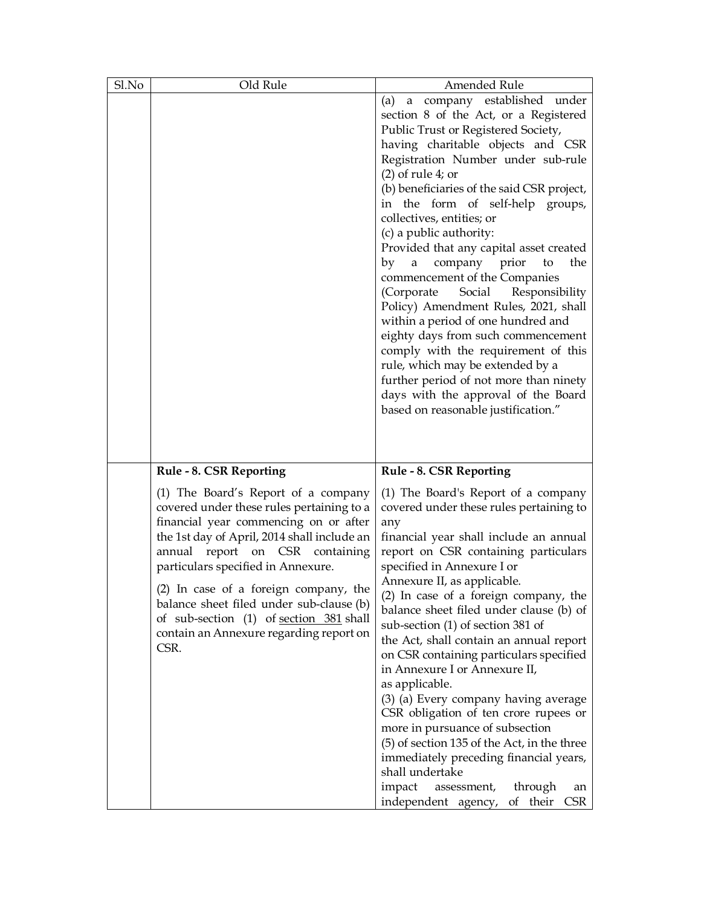| Sl.No | Old Rule | Amended Rule |
|---|---|---|
| | | (a) a company established under section 8 of the Act, or a Registered Public Trust or Registered Society, having charitable objects and CSR Registration Number under sub-rule (2) of rule 4; or<br>(b) beneficiaries of the said CSR project, in the form of self-help groups, collectives, entities; or<br>(c) a public authority:<br>Provided that any capital asset created by a company prior to the commencement of the Companies (Corporate Social Responsibility Policy) Amendment Rules, 2021, shall within a period of one hundred and eighty days from such commencement comply with the requirement of this rule, which may be extended by a further period of not more than ninety days with the approval of the Board based on reasonable justification." |
| | **Rule - 8. CSR Reporting**<br>(1) The Board's Report of a company covered under these rules pertaining to a financial year commencing on or after the 1st day of April, 2014 shall include an annual report on CSR containing particulars specified in Annexure.<br>(2) In case of a foreign company, the balance sheet filed under sub-clause (b) of sub-section (1) of section 381 shall contain an Annexure regarding report on CSR. | **Rule - 8. CSR Reporting**<br>(1) The Board's Report of a company covered under these rules pertaining to any financial year shall include an annual report on CSR containing particulars specified in Annexure I or Annexure II, as applicable.<br>(2) In case of a foreign company, the balance sheet filed under clause (b) of sub-section (1) of section 381 of the Act, shall contain an annual report on CSR containing particulars specified in Annexure I or Annexure II, as applicable.<br>(3) (a) Every company having average CSR obligation of ten crore rupees or more in pursuance of subsection (5) of section 135 of the Act, in the three immediately preceding financial years, shall undertake impact assessment, through an independent agency, of their CSR |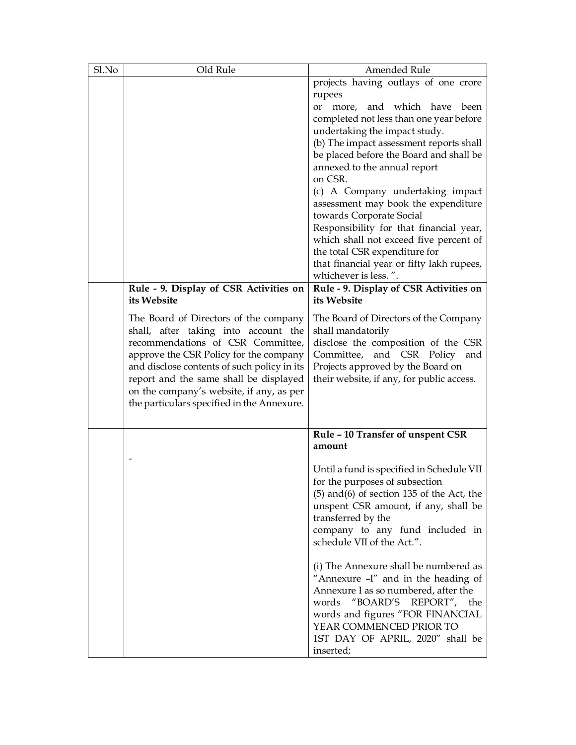| Sl.No | Old Rule | Amended Rule |
|---|---|---|
| | | projects having outlays of one crore rupees or more, and which have been completed not less than one year before undertaking the impact study.<br>(b) The impact assessment reports shall be placed before the Board and shall be annexed to the annual report on CSR.<br>(c) A Company undertaking impact assessment may book the expenditure towards Corporate Social Responsibility for that financial year, which shall not exceed five percent of the total CSR expenditure for that financial year or fifty lakh rupees, whichever is less. ". |
| | **Rule - 9. Display of CSR Activities on its Website**<br><br>The Board of Directors of the company shall, after taking into account the recommendations of CSR Committee, approve the CSR Policy for the company and disclose contents of such policy in its report and the same shall be displayed on the company's website, if any, as per the particulars specified in the Annexure. | **Rule - 9. Display of CSR Activities on its Website**<br><br>The Board of Directors of the Company shall mandatorily disclose the composition of the CSR Committee, and CSR Policy and Projects approved by the Board on their website, if any, for public access. |
| | - | **Rule – 10 Transfer of unspent CSR amount**<br><br>Until a fund is specified in Schedule VII for the purposes of subsection (5) and(6) of section 135 of the Act, the unspent CSR amount, if any, shall be transferred by the company to any fund included in schedule VII of the Act.".<br><br>(i) The Annexure shall be numbered as "Annexure –I" and in the heading of Annexure I as so numbered, after the words "BOARD'S REPORT", the words and figures "FOR FINANCIAL YEAR COMMENCED PRIOR TO 1ST DAY OF APRIL, 2020" shall be inserted; |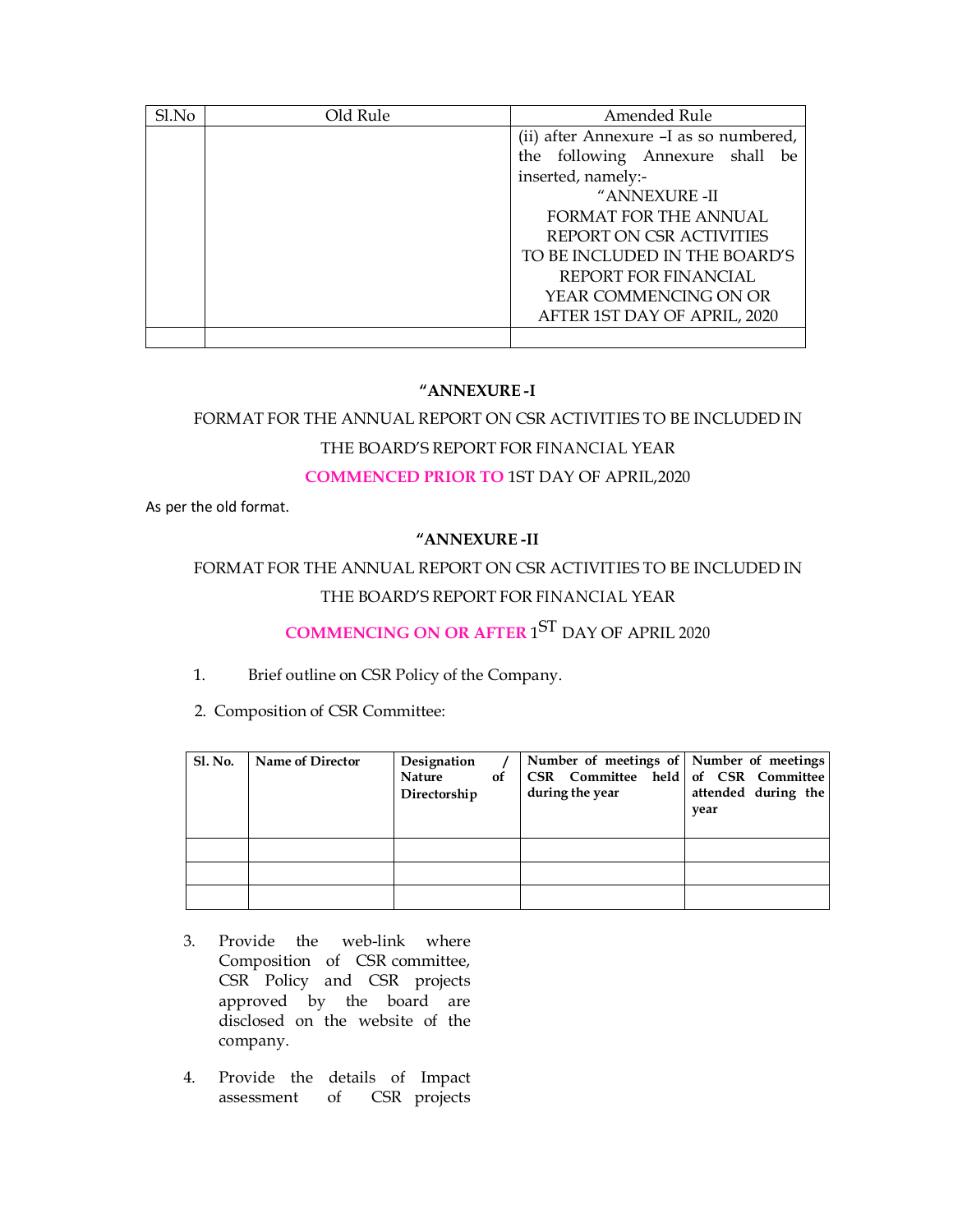| Sl.No | Old Rule | Amended Rule |
|---|---|---|
| | | (ii) after Annexure –I as so numbered, the following Annexure shall be inserted, namely:- “ANNEXURE -II FORMAT FOR THE ANNUAL REPORT ON CSR ACTIVITIES TO BE INCLUDED IN THE BOARD’S REPORT FOR FINANCIAL YEAR COMMENCING ON OR AFTER 1ST DAY OF APRIL, 2020 |
| | | |

**“ANNEXURE -I**

FORMAT FOR THE ANNUAL REPORT ON CSR ACTIVITIES TO BE INCLUDED IN THE BOARD’S REPORT FOR FINANCIAL YEAR

**COMMENCED PRIOR TO** 1ST DAY OF APRIL,2020

As per the old format.

**“ANNEXURE -II**

FORMAT FOR THE ANNUAL REPORT ON CSR ACTIVITIES TO BE INCLUDED IN THE BOARD’S REPORT FOR FINANCIAL YEAR

**COMMENCING ON OR AFTER** 1ST DAY OF APRIL 2020

1. Brief outline on CSR Policy of the Company.
2. Composition of CSR Committee:

| Sl. No. | Name of Director | Designation / Nature of Directorship | Number of meetings of CSR Committee held during the year | Number of meetings of CSR Committee attended during the year |
|---|---|---|---|---|
| | | | | |
| | | | | |
| | | | | |

3. Provide the web-link where Composition of CSR committee, CSR Policy and CSR projects approved by the board are disclosed on the website of the company.
4. Provide the details of Impact assessment of CSR projects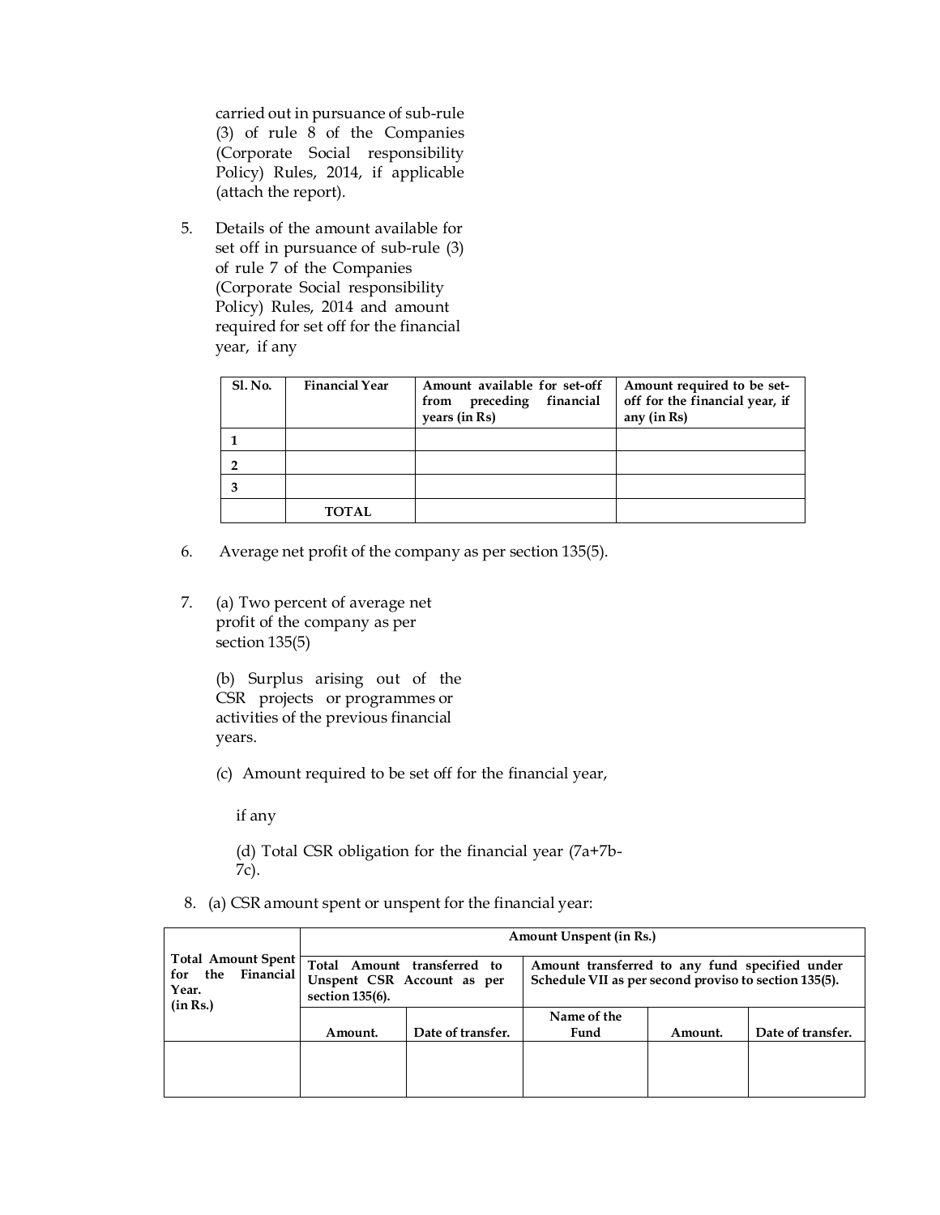carried out in pursuance of sub-rule (3) of rule 8 of the Companies (Corporate Social responsibility Policy) Rules, 2014, if applicable (attach the report).

5. Details of the amount available for set off in pursuance of sub-rule (3) of rule 7 of the Companies (Corporate Social responsibility Policy) Rules, 2014 and amount required for set off for the financial year, if any

| Sl. No. | Financial Year | Amount available for set-off from preceding financial years (in Rs) | Amount required to be set-off for the financial year, if any (in Rs) |
|---|---|---|---|
| 1 | | | |
| 2 | | | |
| 3 | | | |
| | TOTAL | | |

6. Average net profit of the company as per section 135(5).

7. (a) Two percent of average net profit of the company as per section 135(5)

   (b) Surplus arising out of the CSR projects or programmes or activities of the previous financial years.

   (c) Amount required to be set off for the financial year,

   if any

   (d) Total CSR obligation for the financial year (7a+7b-7c).

8. (a) CSR amount spent or unspent for the financial year:

| Total Amount Spent for the Financial Year. (in Rs.) | Amount Unspent (in Rs.) | | | | |
|---|---|---|---|---|---|
| | Total Amount transferred to Unspent CSR Account as per section 135(6). | | Amount transferred to any fund specified under Schedule VII as per second proviso to section 135(5). | | |
| | Amount. | Date of transfer. | Name of the Fund | Amount. | Date of transfer. |
| | | | | | |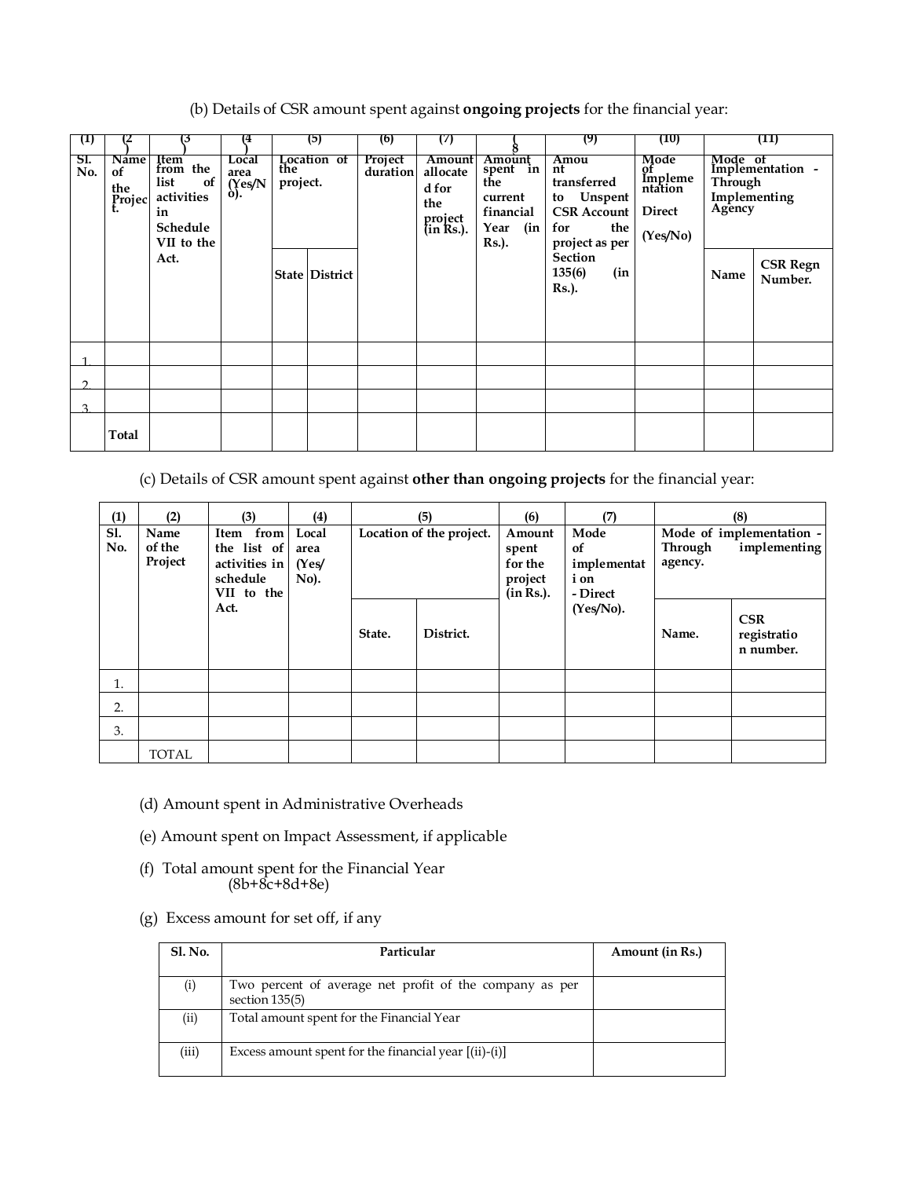(b) Details of CSR amount spent against **ongoing projects** for the financial year:

| (1) | (2) | (3) | (4) | (5) | | (6) | (7) | (8) | (9) | (10) | (11) | |
|---|---|---|---|---|---|---|---|---|---|---|---|---|
| Sl. No. | Name of the Project. | Item from the list of activities in Schedule VII to the Act. | Local area (Yes/No). | Location of the project. | | Project duration | Amount allocated for the project (in Rs.). | Amount spent in the current financial Year (in Rs.). | Amount transferred to Unspent CSR Account for the project as per Section 135(6) (in Rs.). | Mode of Implementation Direct (Yes/No) | Mode of Implementation - Through Implementing Agency | |
| | | | | State | District | | | | | | Name | CSR Regn Number. |
| 1. | | | | | | | | | | | | |
| 2. | | | | | | | | | | | | |
| 3. | | | | | | | | | | | | |
| | Total | | | | | | | | | | | |

(c) Details of CSR amount spent against **other than ongoing projects** for the financial year:

| (1) | (2) | (3) | (4) | (5) | | (6) | (7) | (8) | |
|---|---|---|---|---|---|---|---|---|---|
| Sl. No. | Name of the Project | Item from the list of activities in schedule VII to the Act. | Local area (Yes/ No). | Location of the project. | | Amount spent for the project (in Rs.). | Mode of implementation - Direct (Yes/No). | Mode of implementation - Through implementing agency. | |
| | | | | State. | District. | | | Name. | CSR registration number. |
| 1. | | | | | | | | | |
| 2. | | | | | | | | | |
| 3. | | | | | | | | | |
| | TOTAL | | | | | | | | |

(d) Amount spent in Administrative Overheads

(e) Amount spent on Impact Assessment, if applicable

(f) Total amount spent for the Financial Year (8b+8c+8d+8e)

(g) Excess amount for set off, if any

| Sl. No. | Particular | Amount (in Rs.) |
|---|---|---|
| (i) | Two percent of average net profit of the company as per section 135(5) | |
| (ii) | Total amount spent for the Financial Year | |
| (iii) | Excess amount spent for the financial year [(ii)-(i)] | |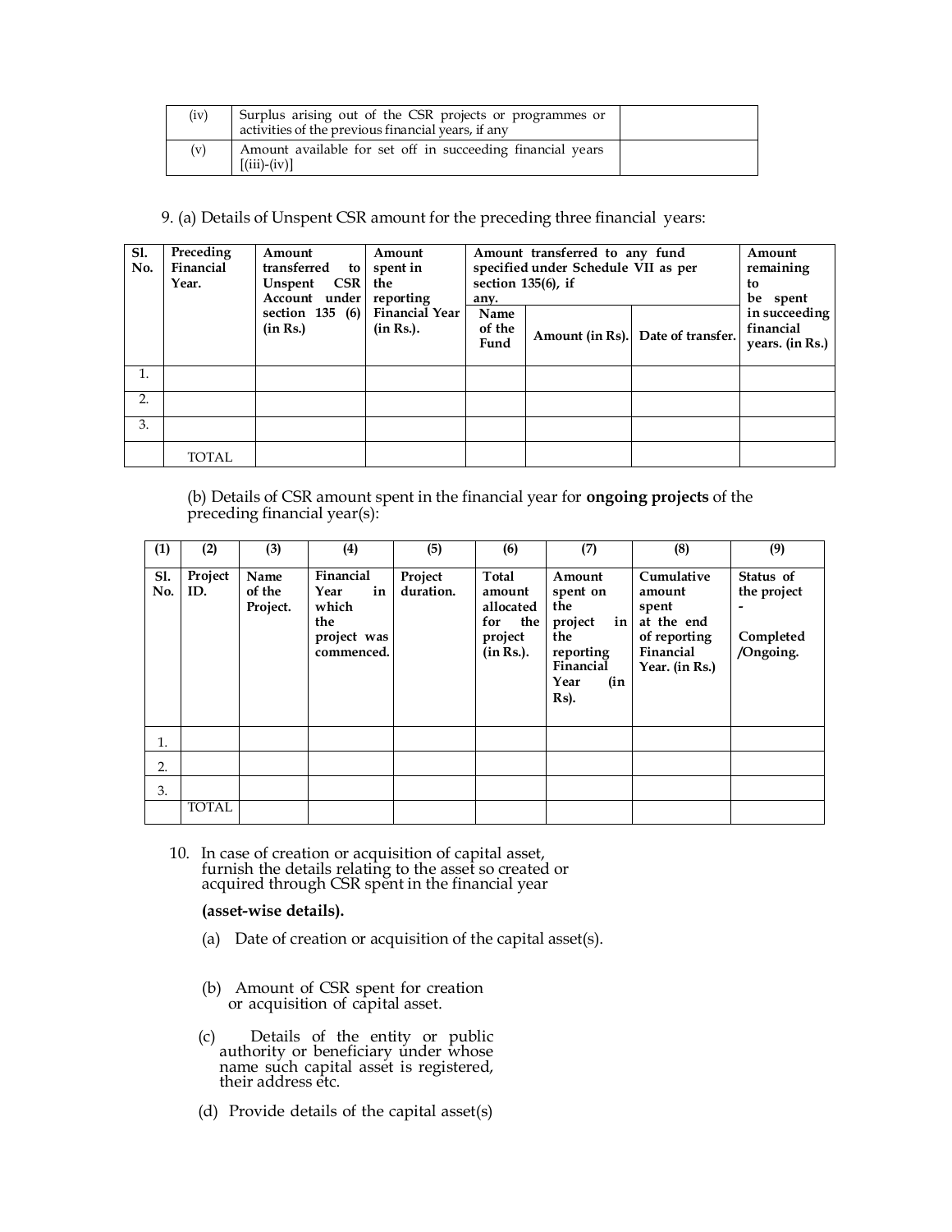| | | |
|---|---|---|
| (iv) | Surplus arising out of the CSR projects or programmes or activities of the previous financial years, if any | |
| (v) | Amount available for set off in succeeding financial years [(iii)-(iv)] | |

9. (a) Details of Unspent CSR amount for the preceding three financial years:

| Sl. No. | Preceding Financial Year. | Amount transferred to Unspent CSR Account under section 135 (6) (in Rs.) | Amount spent in the reporting Financial Year (in Rs.). | Amount transferred to any fund specified under Schedule VII as per section 135(6), if any. | | | Amount remaining to be spent in succeeding financial years. (in Rs.) |
|---|---|---|---|---|---|---|---|
| | | | | Name of the Fund | Amount (in Rs). | Date of transfer. | |
| 1. | | | | | | | |
| 2. | | | | | | | |
| 3. | | | | | | | |
| | TOTAL | | | | | | |

(b) Details of CSR amount spent in the financial year for **ongoing projects** of the preceding financial year(s):

| (1) | (2) | (3) | (4) | (5) | (6) | (7) | (8) | (9) |
|---|---|---|---|---|---|---|---|---|
| Sl. No. | Project ID. | Name of the Project. | Financial Year in which the project was commenced. | Project duration. | Total amount allocated for the project (in Rs.). | Amount spent on the project in the reporting Financial Year (in Rs). | Cumulative amount spent at the end of reporting Financial Year. (in Rs.) | Status of the project - Completed /Ongoing. |
| 1. | | | | | | | | |
| 2. | | | | | | | | |
| 3. | | | | | | | | |
| | TOTAL | | | | | | | |

10. In case of creation or acquisition of capital asset, furnish the details relating to the asset so created or acquired through CSR spent in the financial year

**(asset-wise details).**

(a) Date of creation or acquisition of the capital asset(s).

(b) Amount of CSR spent for creation or acquisition of capital asset.

(c) Details of the entity or public authority or beneficiary under whose name such capital asset is registered, their address etc.

(d) Provide details of the capital asset(s)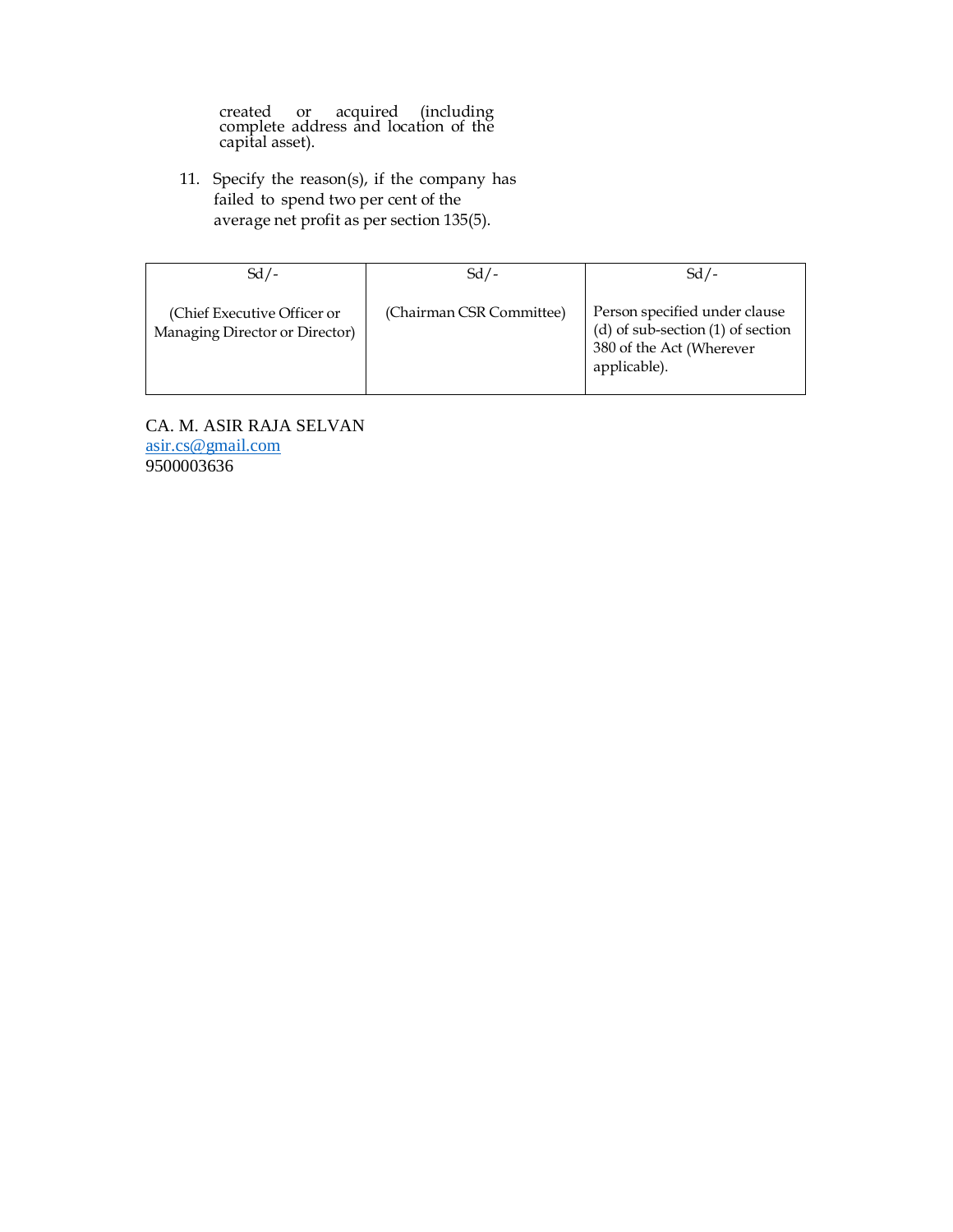created or acquired (including complete address and location of the capital asset).

11. Specify the reason(s), if the company has failed to spend two per cent of the average net profit as per section 135(5).

| | | |
|---|---|---|
| Sd/- | Sd/- | Sd/- |
| (Chief Executive Officer or Managing Director or Director) | (Chairman CSR Committee) | Person specified under clause (d) of sub-section (1) of section 380 of the Act (Wherever applicable). |

CA. M. ASIR RAJA SELVAN
asir.cs@gmail.com
9500003636